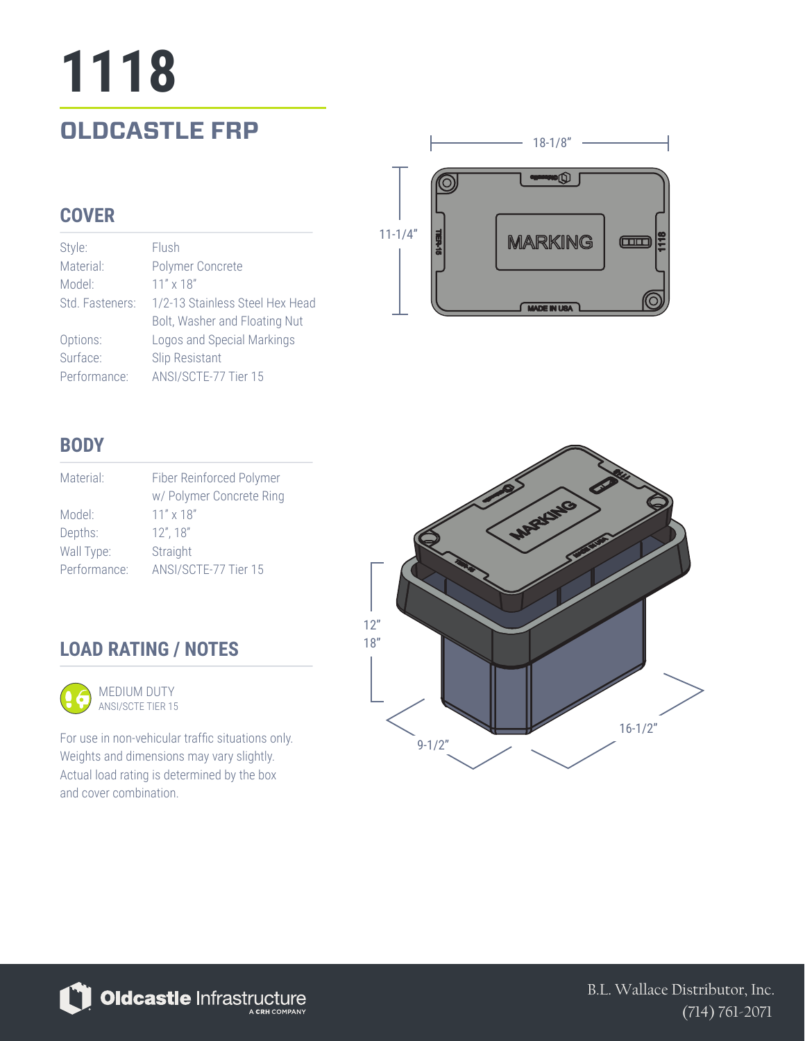# 1118

## OLDCASTLE FRP

### COVER

| | |
|---|---|
| Style: | Flush |
| Material: | Polymer Concrete |
| Model: | 11" x 18" |
| Std. Fasteners: | 1/2-13 Stainless Steel Hex Head Bolt, Washer and Floating Nut |
| Options: | Logos and Special Markings |
| Surface: | Slip Resistant |
| Performance: | ANSI/SCTE-77 Tier 15 |

### BODY

| | |
|---|---|
| Material: | Fiber Reinforced Polymer w/ Polymer Concrete Ring |
| Model: | 11" x 18" |
| Depths: | 12", 18" |
| Wall Type: | Straight |
| Performance: | ANSI/SCTE-77 Tier 15 |

### LOAD RATING / NOTES

MEDIUM DUTY
ANSI/SCTE TIER 15

For use in non-vehicular traffic situations only. Weights and dimensions may vary slightly. Actual load rating is determined by the box and cover combination.

18-1/8"
11-1/4"
MARKING
TIER-15
1118
MADE IN USA

12"
18"
9-1/2"
16-1/2"

Oldcastle Infrastructure
A CRH COMPANY

B.L. Wallace Distributor, Inc.
(714) 761-2071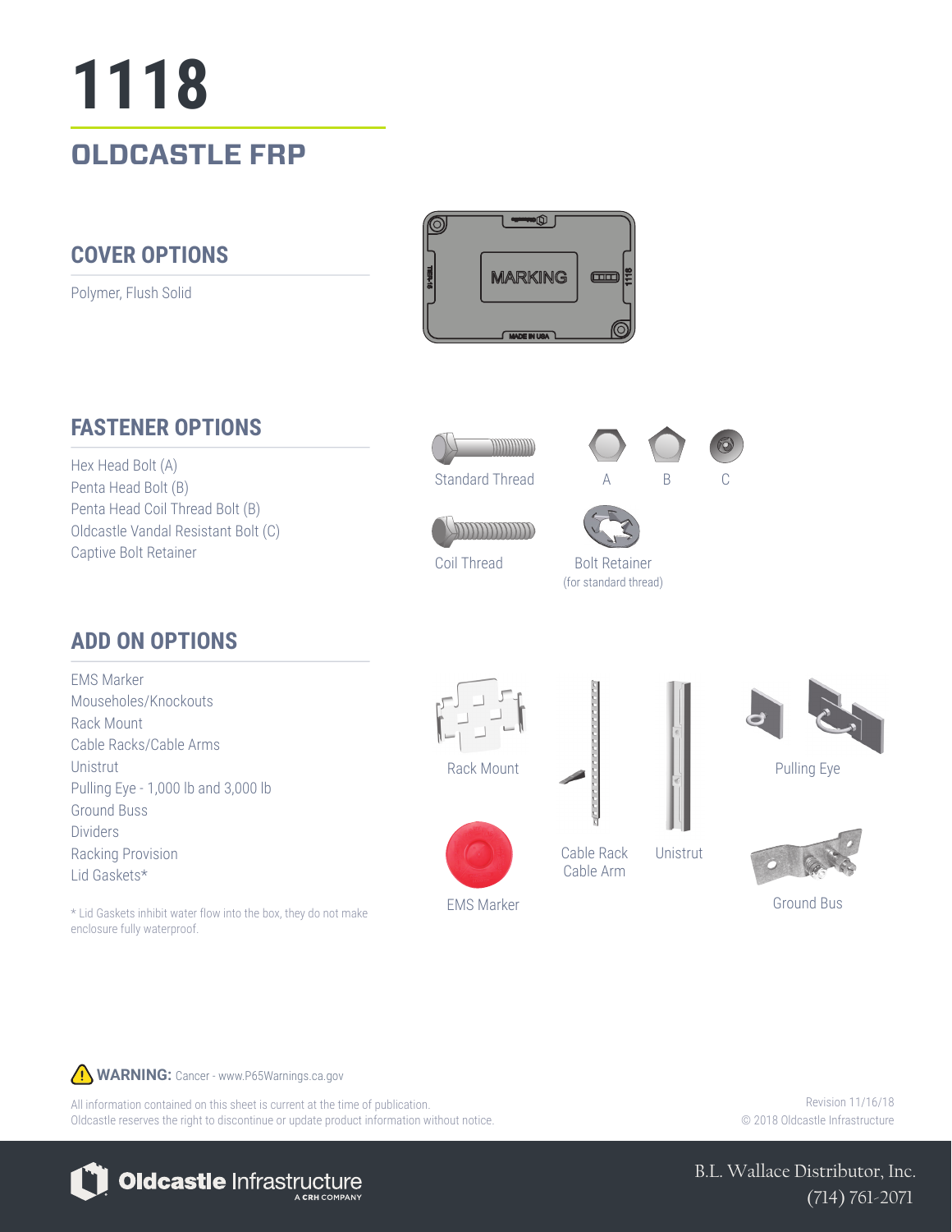# 1118

## OLDCASTLE FRP

### COVER OPTIONS

Polymer, Flush Solid

### FASTENER OPTIONS

Hex Head Bolt (A)
Penta Head Bolt (B)
Penta Head Coil Thread Bolt (B)
Oldcastle Vandal Resistant Bolt (C)
Captive Bolt Retainer

Standard Thread

A B C

Coil Thread

Bolt Retainer
(for standard thread)

### ADD ON OPTIONS

EMS Marker
Mouseholes/Knockouts
Rack Mount
Cable Racks/Cable Arms
Unistrut
Pulling Eye - 1,000 lb and 3,000 lb
Ground Buss
Dividers
Racking Provision
Lid Gaskets*

* Lid Gaskets inhibit water flow into the box, they do not make enclosure fully waterproof.

Rack Mount

Cable Rack
Cable Arm

Unistrut

Pulling Eye

EMS Marker

Ground Bus

**WARNING:** Cancer - www.P65Warnings.ca.gov

All information contained on this sheet is current at the time of publication.
Oldcastle reserves the right to discontinue or update product information without notice.

Revision 11/16/18
© 2018 Oldcastle Infrastructure

Oldcastle Infrastructure
A CRH COMPANY

B.L. Wallace Distributor, Inc.
(714) 761-2071